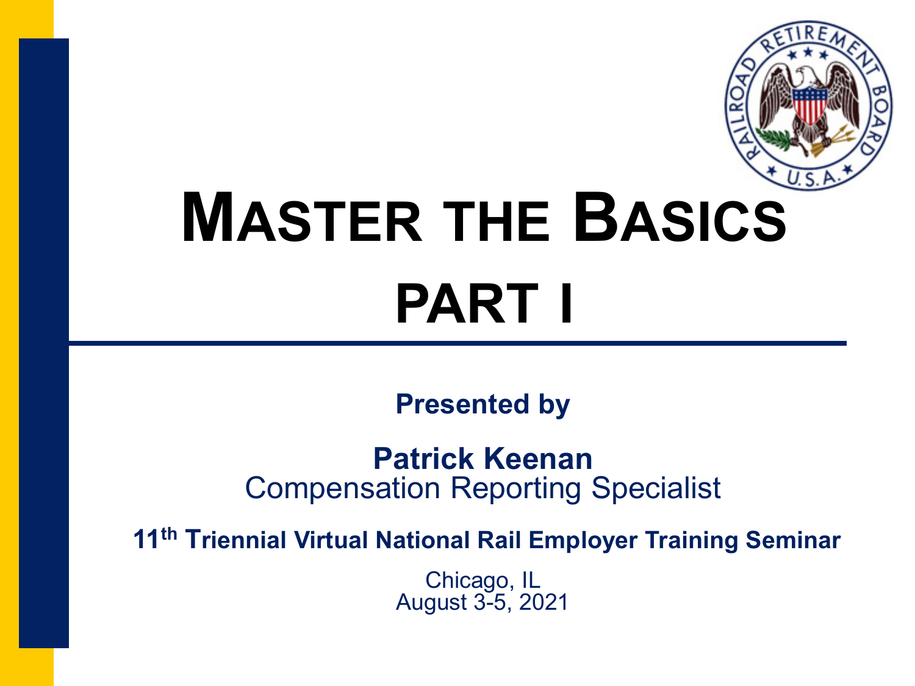# Master the Basics PART I

**Presented by**

**Patrick Keenan**
Compensation Reporting Specialist

**11th Triennial Virtual National Rail Employer Training Seminar**

Chicago, IL
August 3-5, 2021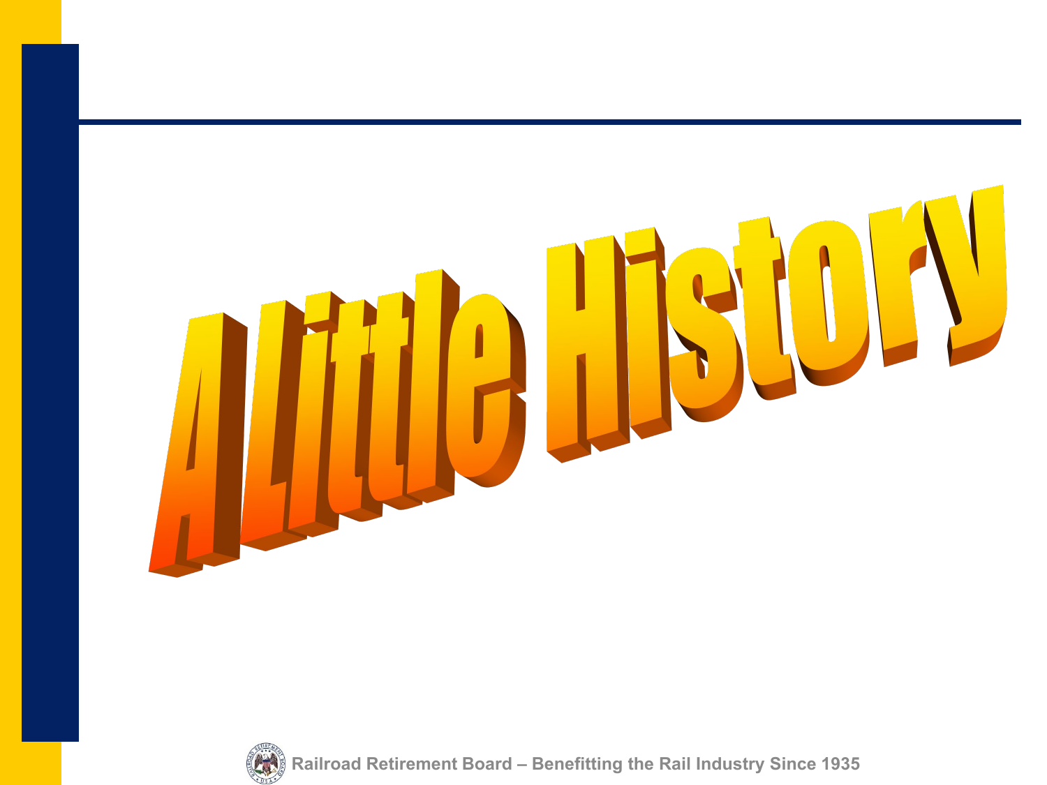# A Little History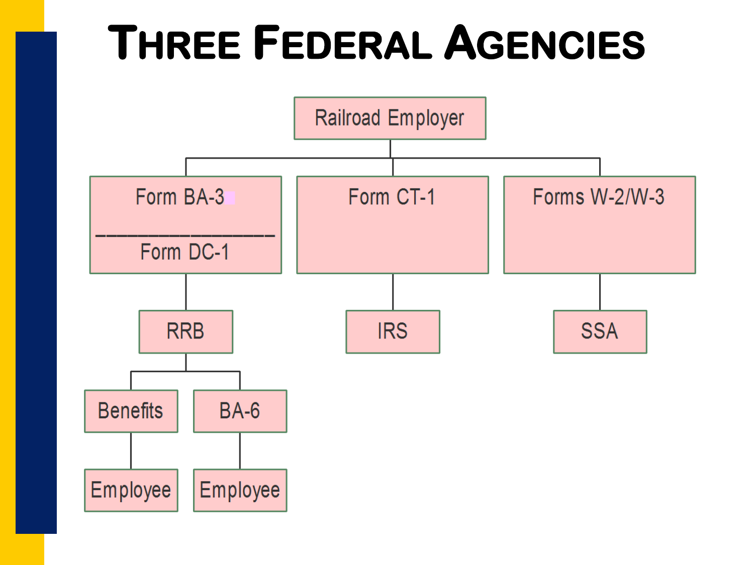# Three Federal Agencies

- Railroad Employer
  - Form BA-3 / Form DC-1
    - RRB
      - Benefits
        - Employee
      - BA-6
        - Employee
  - Form CT-1
    - IRS
  - Forms W-2/W-3
    - SSA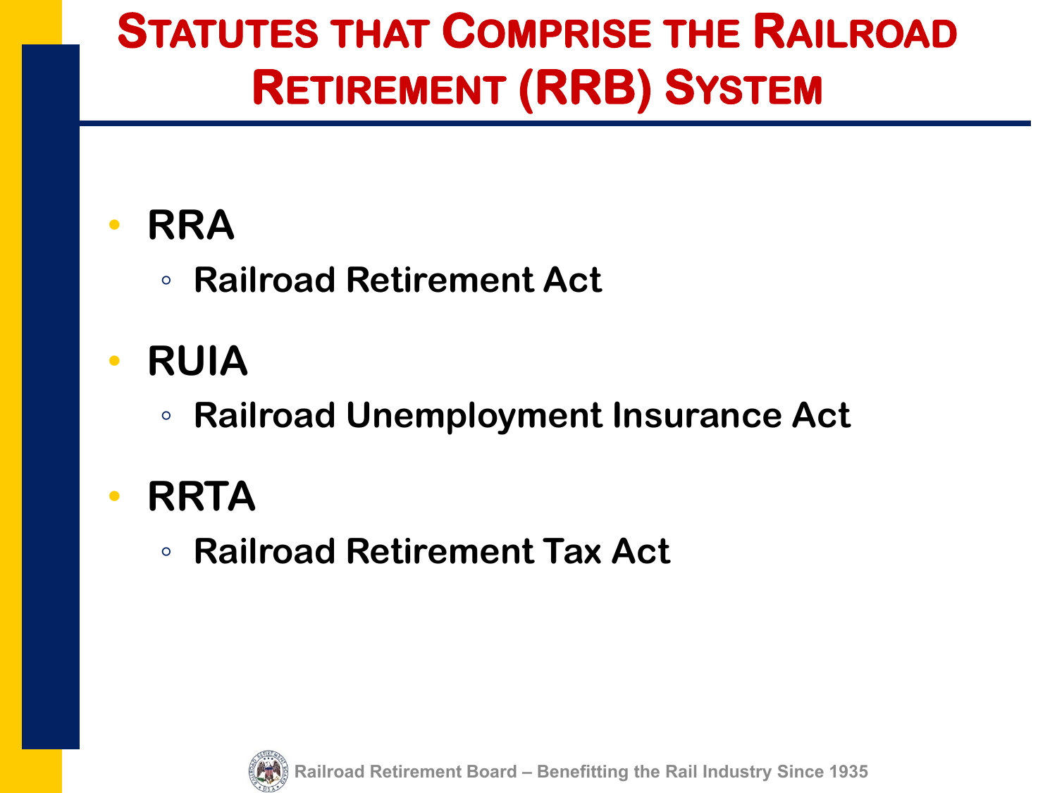# Statutes that Comprise the Railroad Retirement (RRB) System

- **RRA**
  - **Railroad Retirement Act**
- **RUIA**
  - **Railroad Unemployment Insurance Act**
- **RRTA**
  - **Railroad Retirement Tax Act**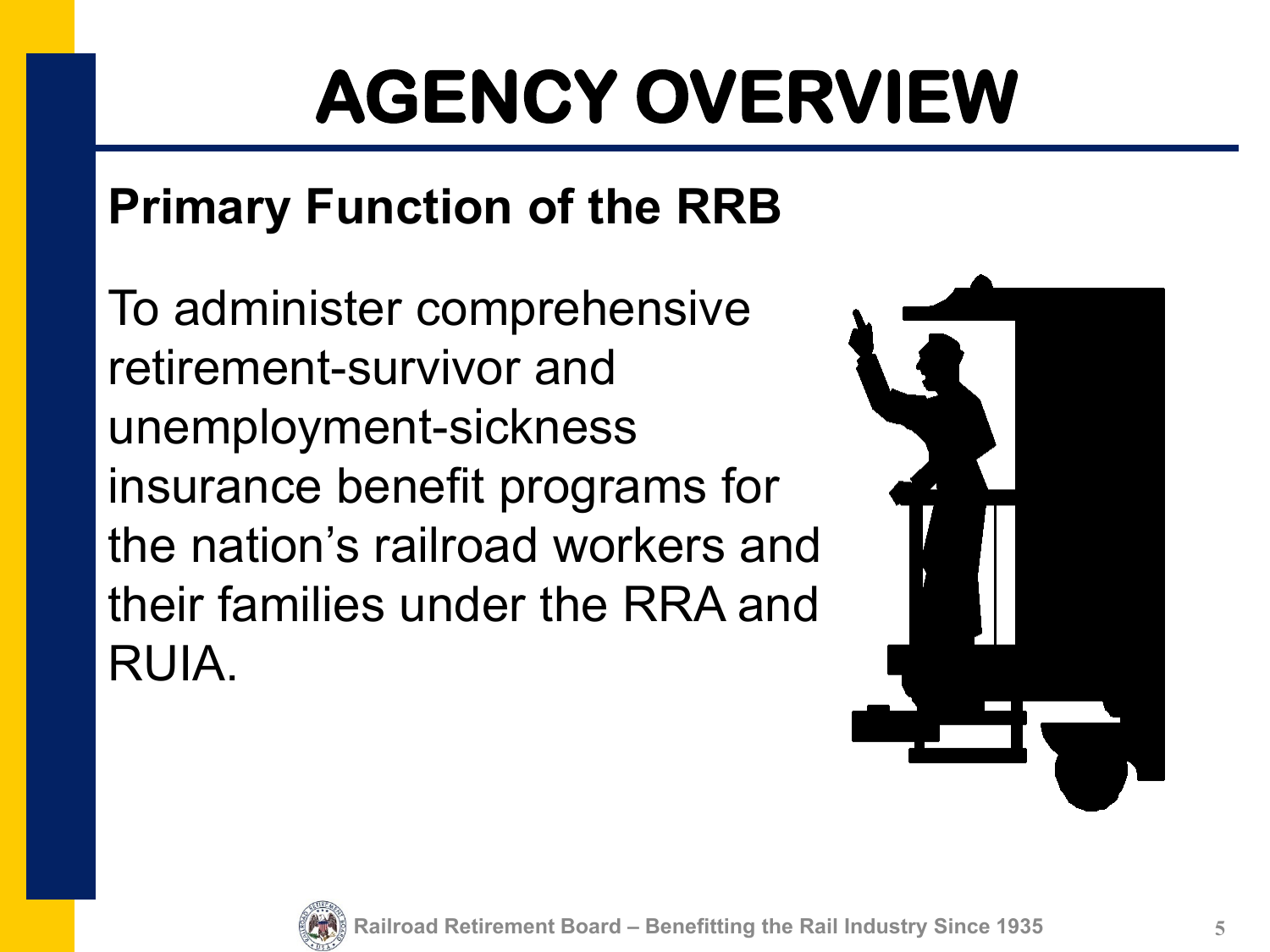# AGENCY OVERVIEW

## Primary Function of the RRB

To administer comprehensive retirement-survivor and unemployment-sickness insurance benefit programs for the nation's railroad workers and their families under the RRA and RUIA.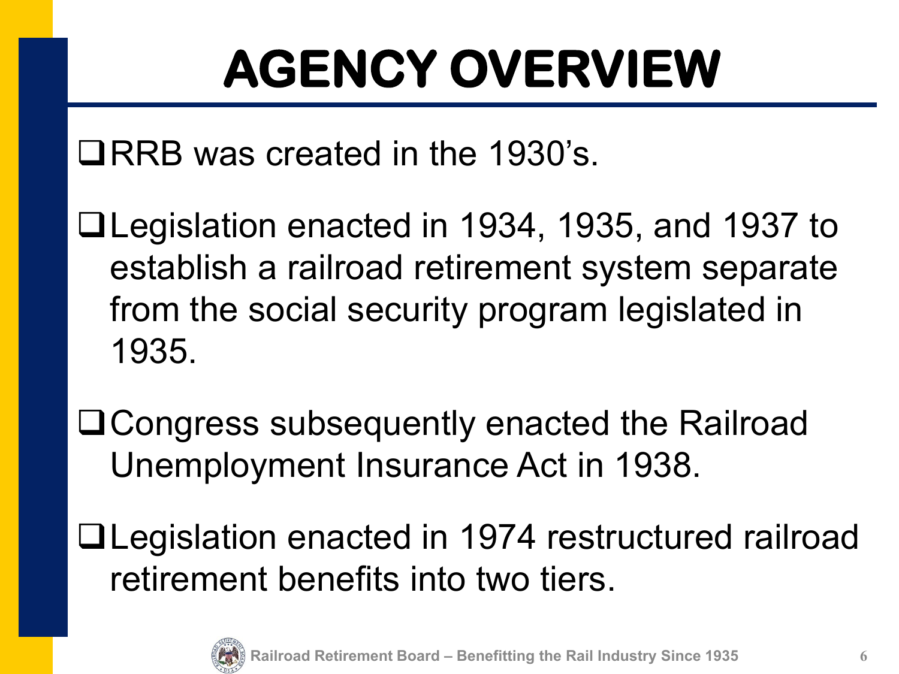# AGENCY OVERVIEW

- RRB was created in the 1930's.
- Legislation enacted in 1934, 1935, and 1937 to establish a railroad retirement system separate from the social security program legislated in 1935.
- Congress subsequently enacted the Railroad Unemployment Insurance Act in 1938.
- Legislation enacted in 1974 restructured railroad retirement benefits into two tiers.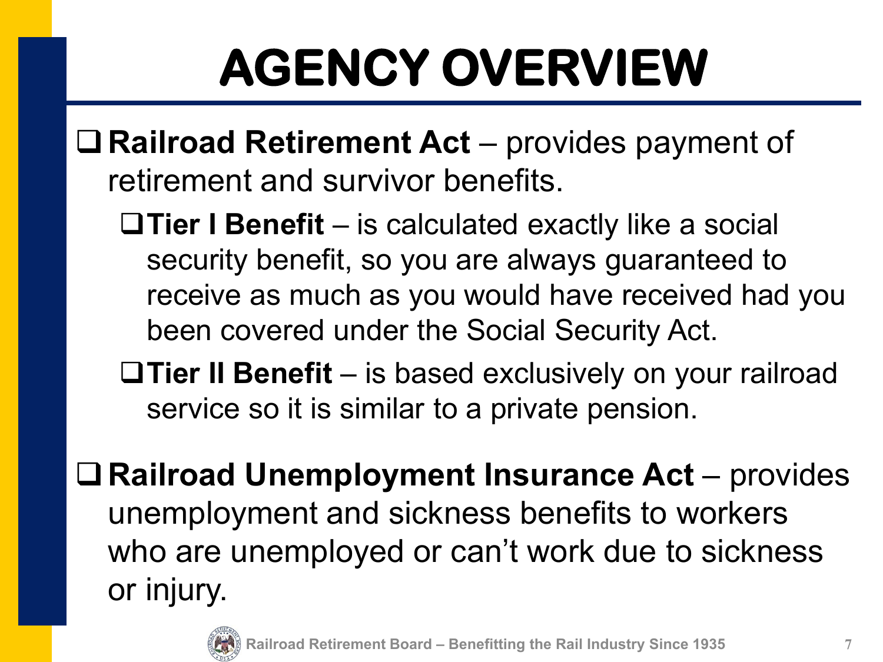# AGENCY OVERVIEW

- **Railroad Retirement Act** – provides payment of retirement and survivor benefits.
  - **Tier I Benefit** – is calculated exactly like a social security benefit, so you are always guaranteed to receive as much as you would have received had you been covered under the Social Security Act.
  - **Tier II Benefit** – is based exclusively on your railroad service so it is similar to a private pension.
- **Railroad Unemployment Insurance Act** – provides unemployment and sickness benefits to workers who are unemployed or can't work due to sickness or injury.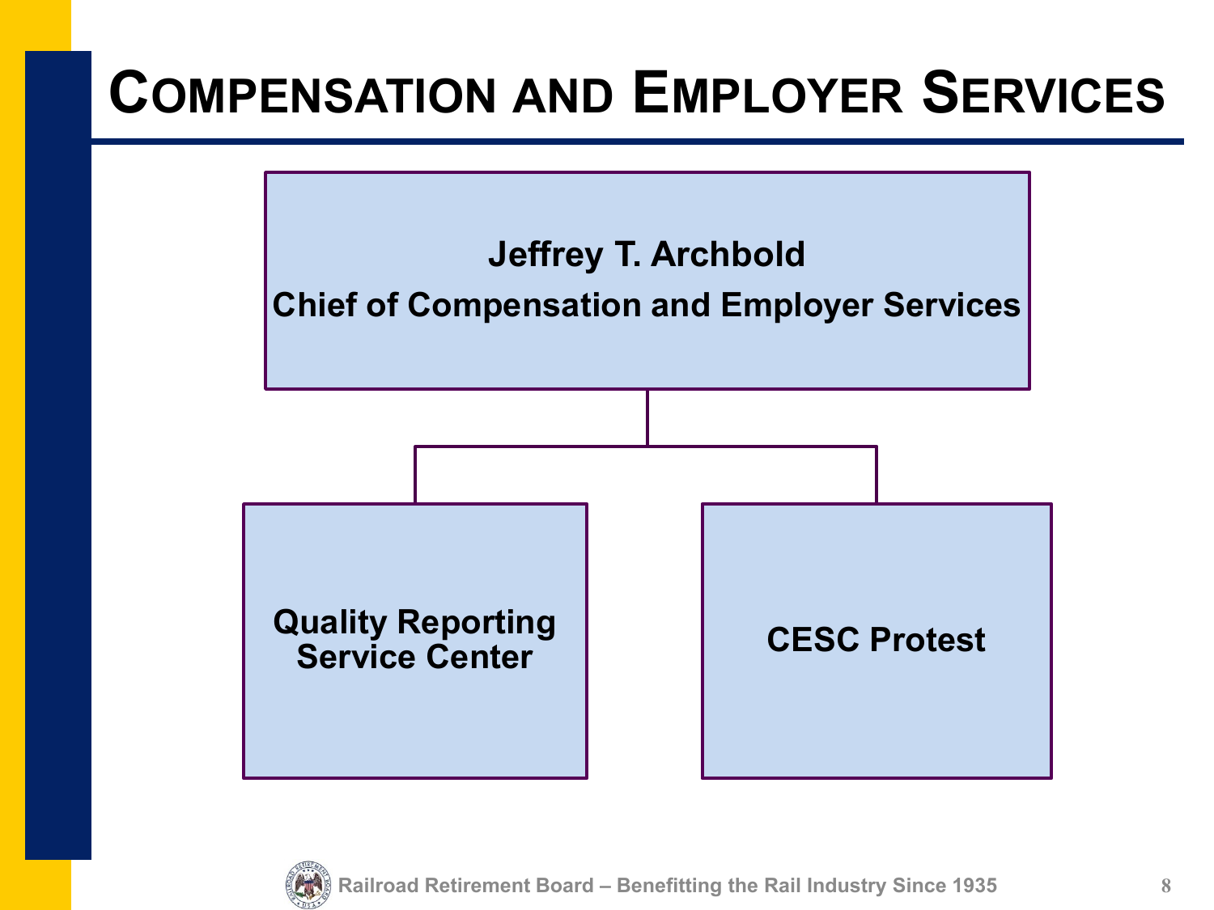# Compensation and Employer Services

**Jeffrey T. Archbold**
**Chief of Compensation and Employer Services**

- **Quality Reporting Service Center**
- **CESC Protest**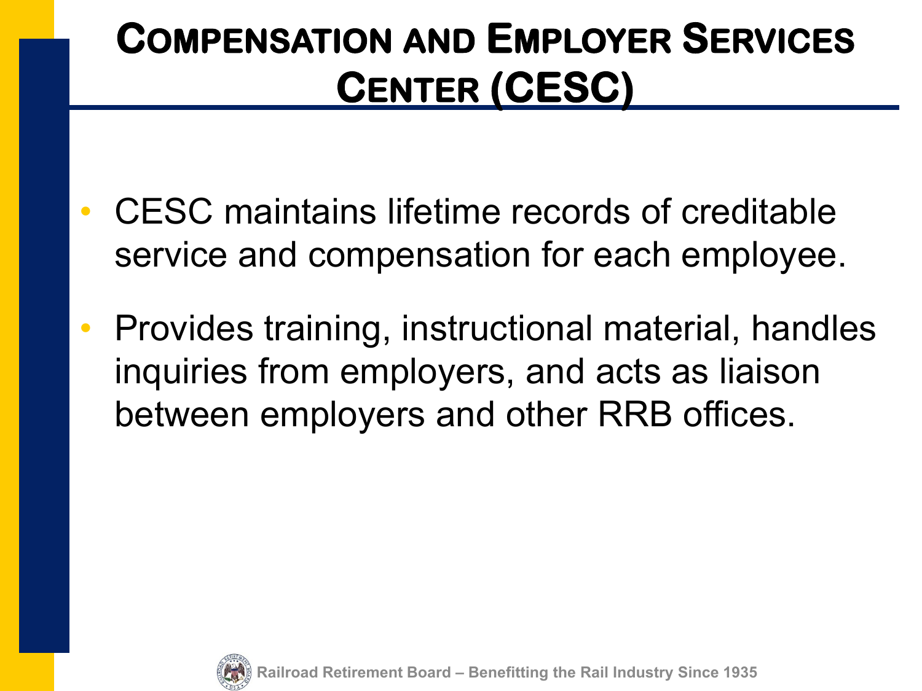# Compensation and Employer Services Center (CESC)

- CESC maintains lifetime records of creditable service and compensation for each employee.
- Provides training, instructional material, handles inquiries from employers, and acts as liaison between employers and other RRB offices.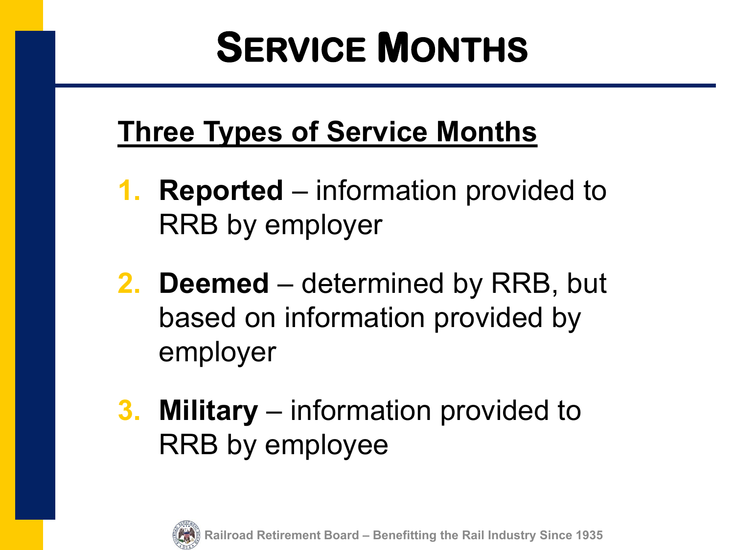# Service Months

## Three Types of Service Months

1. **Reported** – information provided to RRB by employer

2. **Deemed** – determined by RRB, but based on information provided by employer

3. **Military** – information provided to RRB by employee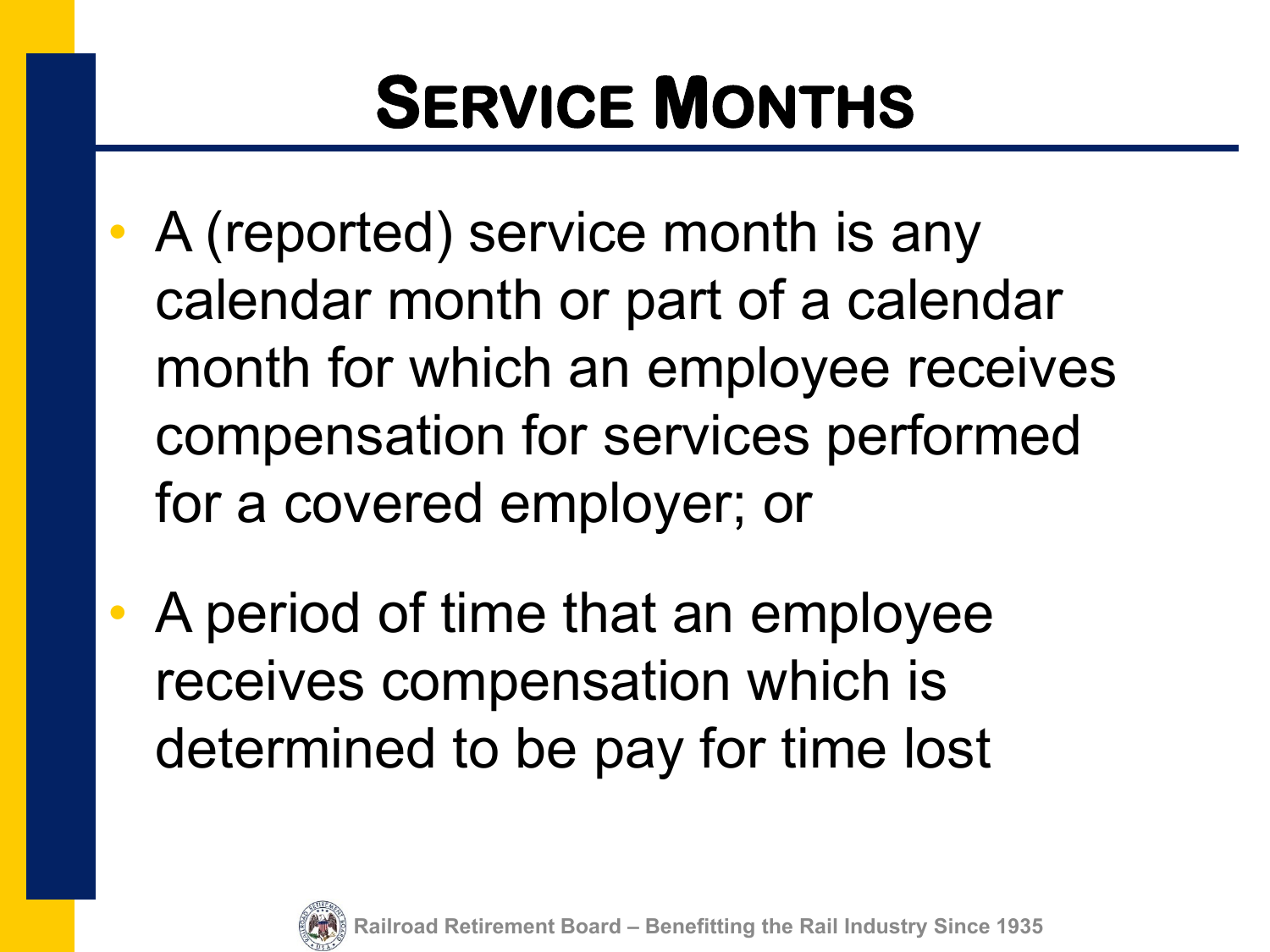# Service Months

- A (reported) service month is any calendar month or part of a calendar month for which an employee receives compensation for services performed for a covered employer; or
- A period of time that an employee receives compensation which is determined to be pay for time lost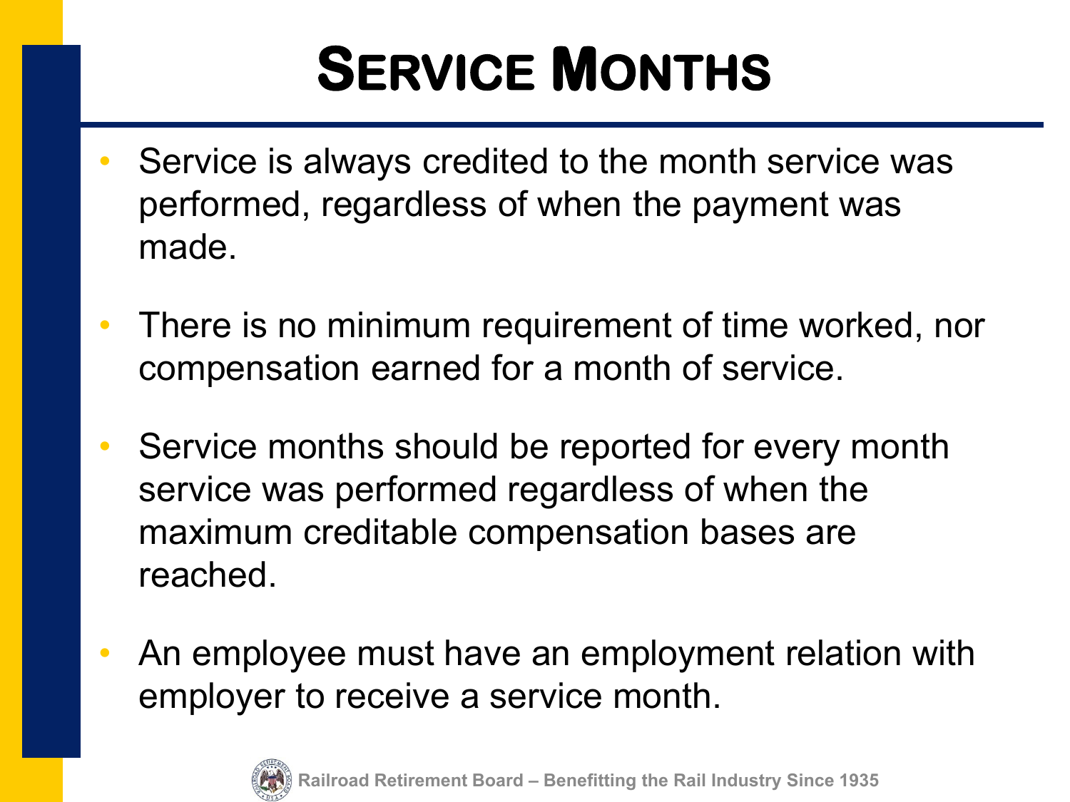# Service Months

- Service is always credited to the month service was performed, regardless of when the payment was made.
- There is no minimum requirement of time worked, nor compensation earned for a month of service.
- Service months should be reported for every month service was performed regardless of when the maximum creditable compensation bases are reached.
- An employee must have an employment relation with employer to receive a service month.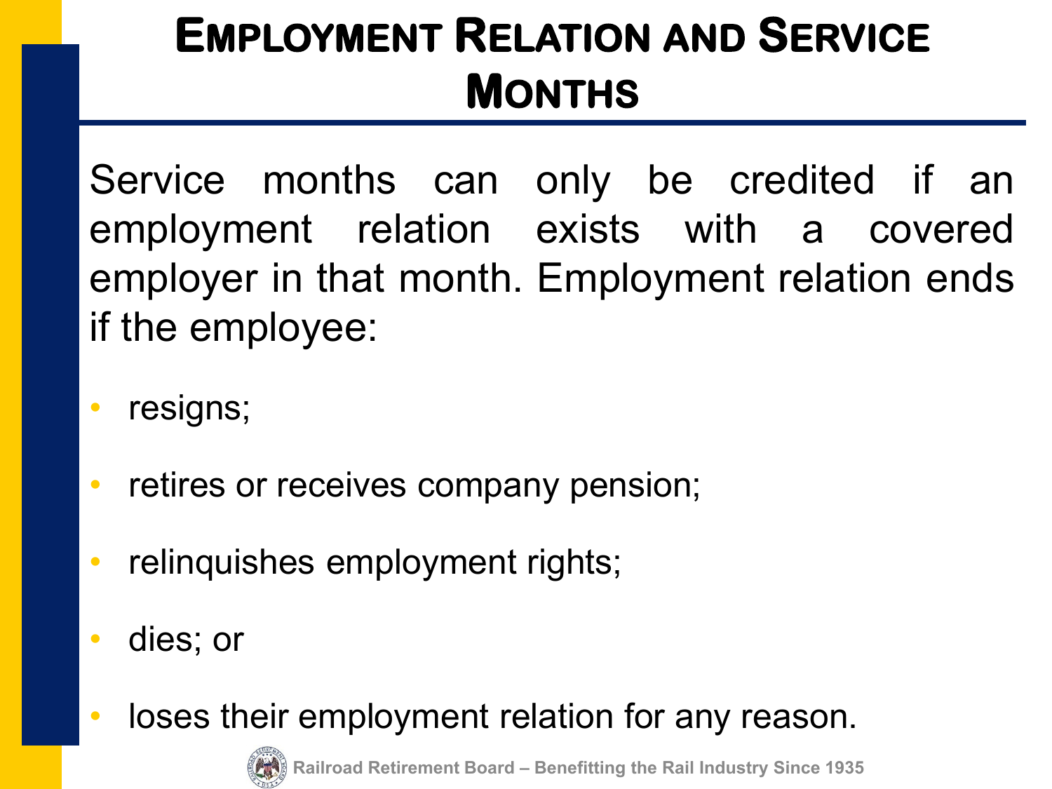# Employment Relation and Service Months

Service months can only be credited if an employment relation exists with a covered employer in that month. Employment relation ends if the employee:

- resigns;
- retires or receives company pension;
- relinquishes employment rights;
- dies; or
- loses their employment relation for any reason.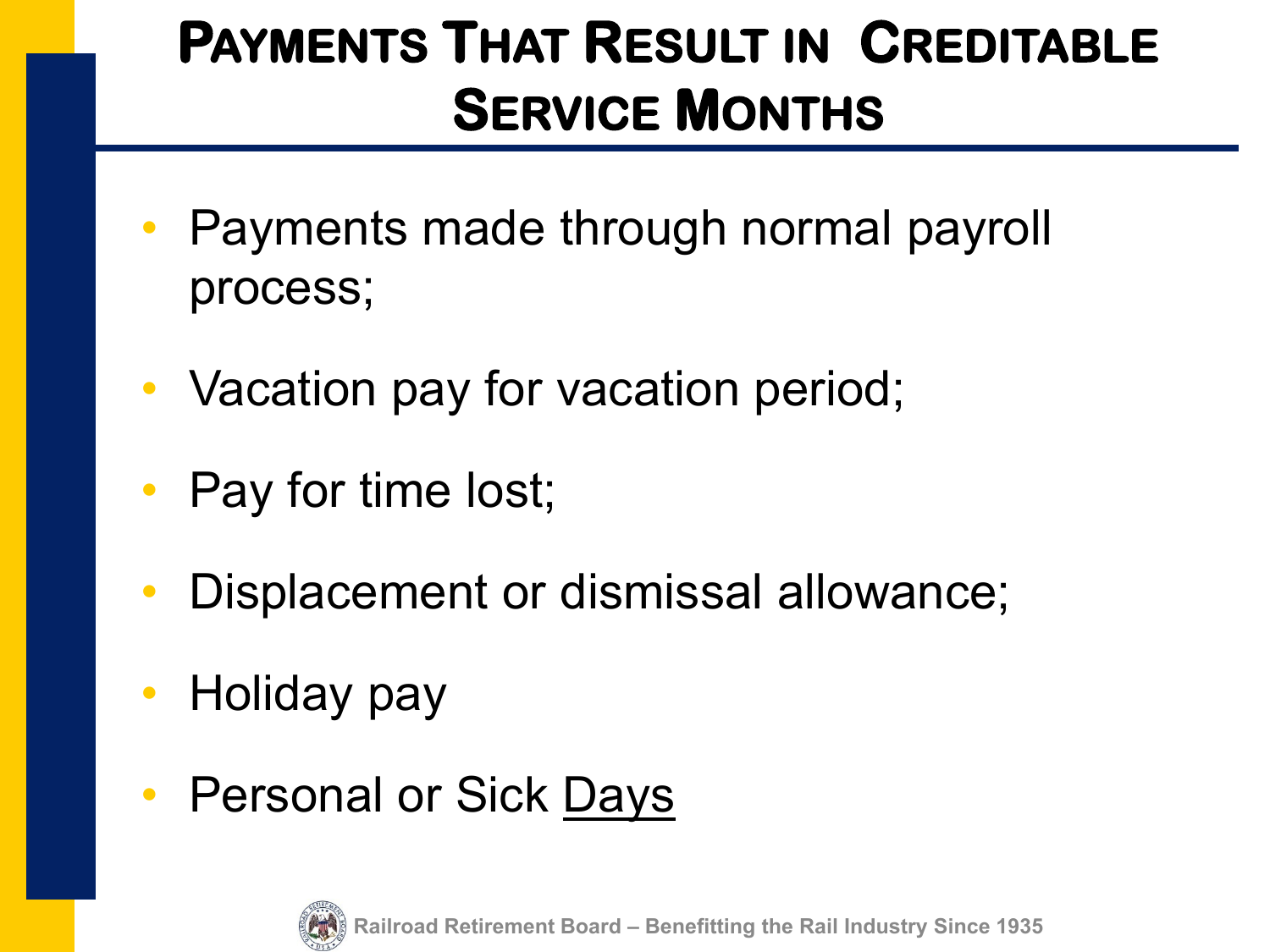# Payments That Result in Creditable Service Months

- Payments made through normal payroll process;
- Vacation pay for vacation period;
- Pay for time lost;
- Displacement or dismissal allowance;
- Holiday pay
- Personal or Sick <u>Days</u>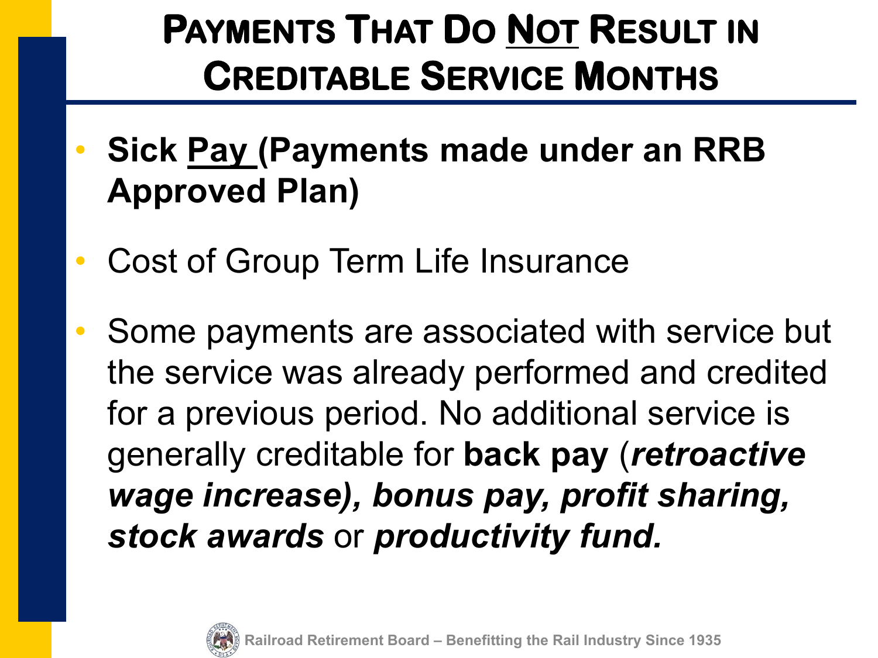# Payments That Do Not Result in Creditable Service Months

- **Sick Pay (Payments made under an RRB Approved Plan)**
- Cost of Group Term Life Insurance
- Some payments are associated with service but the service was already performed and credited for a previous period. No additional service is generally creditable for **back pay** (***retroactive wage increase), bonus pay, profit sharing, stock awards*** or ***productivity fund.***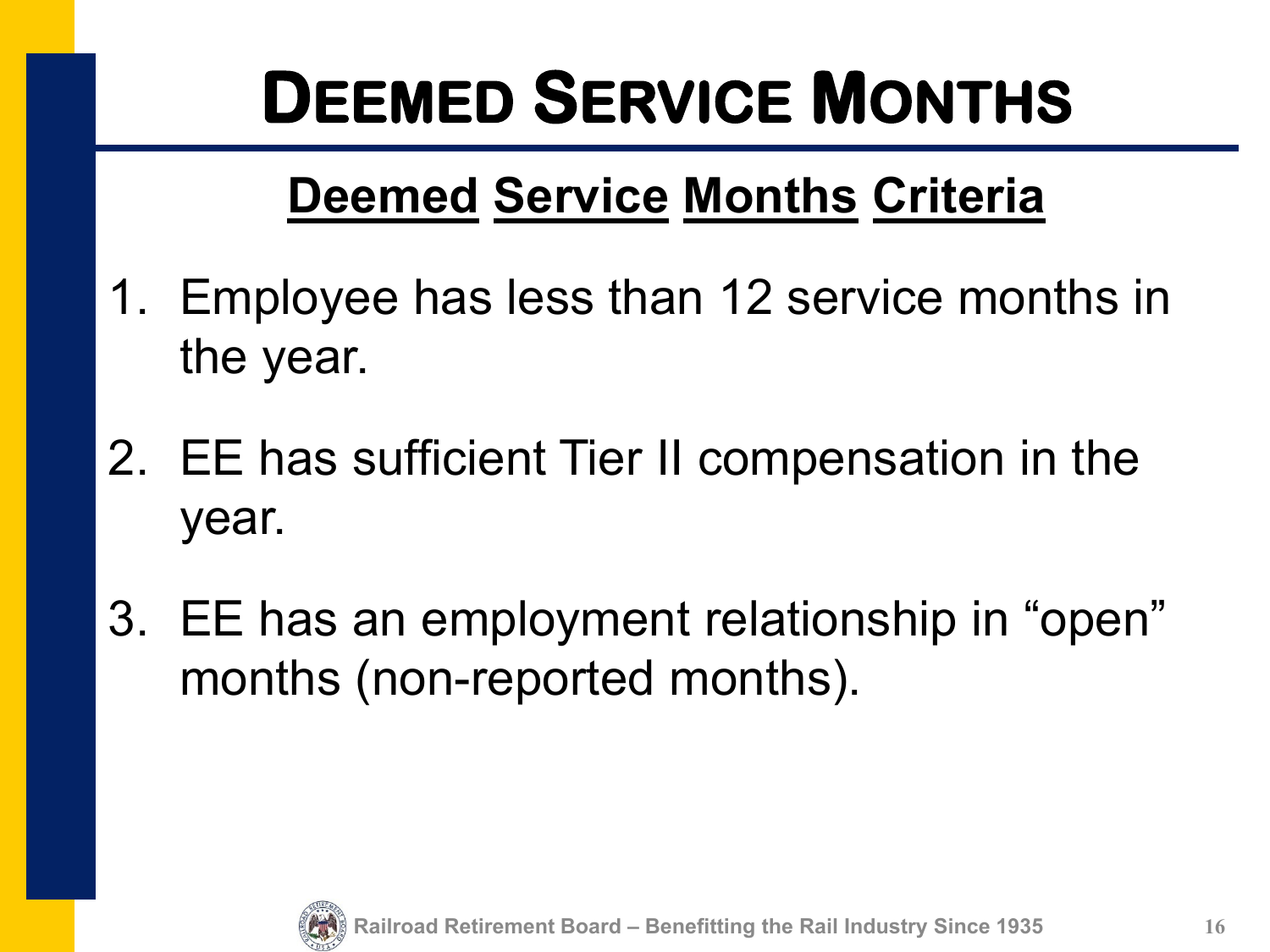# Deemed Service Months

## Deemed Service Months Criteria

1. Employee has less than 12 service months in the year.
2. EE has sufficient Tier II compensation in the year.
3. EE has an employment relationship in "open" months (non-reported months).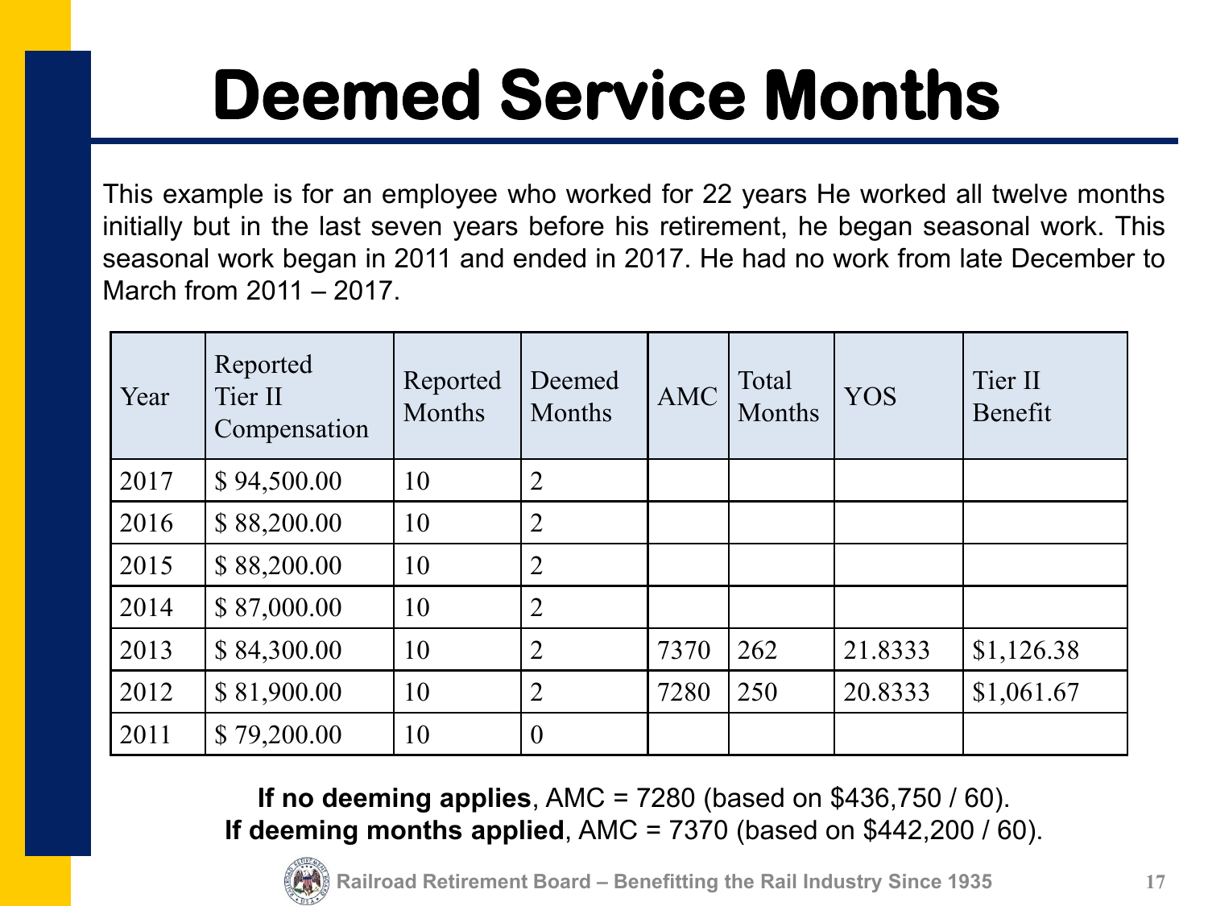# Deemed Service Months

This example is for an employee who worked for 22 years He worked all twelve months initially but in the last seven years before his retirement, he began seasonal work. This seasonal work began in 2011 and ended in 2017. He had no work from late December to March from 2011 – 2017.

| Year | Reported Tier II Compensation | Reported Months | Deemed Months | AMC | Total Months | YOS | Tier II Benefit |
|---|---|---|---|---|---|---|---|
| 2017 | $ 94,500.00 | 10 | 2 | | | | |
| 2016 | $ 88,200.00 | 10 | 2 | | | | |
| 2015 | $ 88,200.00 | 10 | 2 | | | | |
| 2014 | $ 87,000.00 | 10 | 2 | | | | |
| 2013 | $ 84,300.00 | 10 | 2 | 7370 | 262 | 21.8333 | $1,126.38 |
| 2012 | $ 81,900.00 | 10 | 2 | 7280 | 250 | 20.8333 | $1,061.67 |
| 2011 | $ 79,200.00 | 10 | 0 | | | | |

**If no deeming applies**, AMC = 7280 (based on $436,750 / 60).
**If deeming months applied**, AMC = 7370 (based on $442,200 / 60).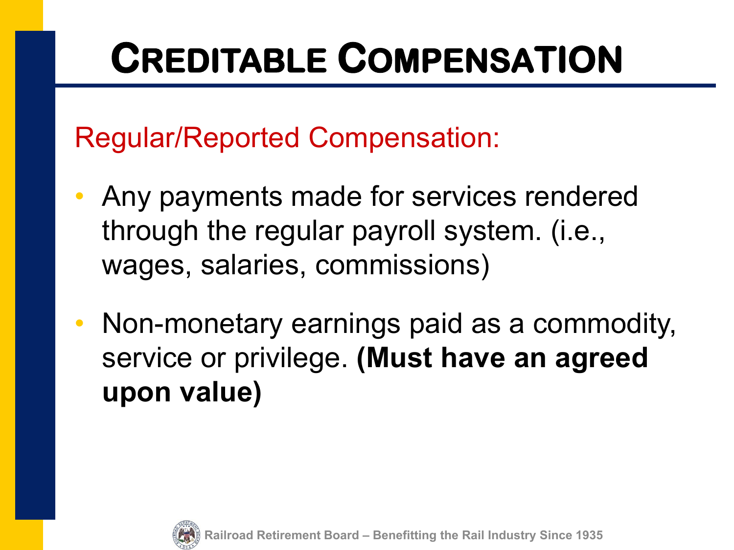# Creditable Compensation

## Regular/Reported Compensation:

- Any payments made for services rendered through the regular payroll system. (i.e., wages, salaries, commissions)
- Non-monetary earnings paid as a commodity, service or privilege. **(Must have an agreed upon value)**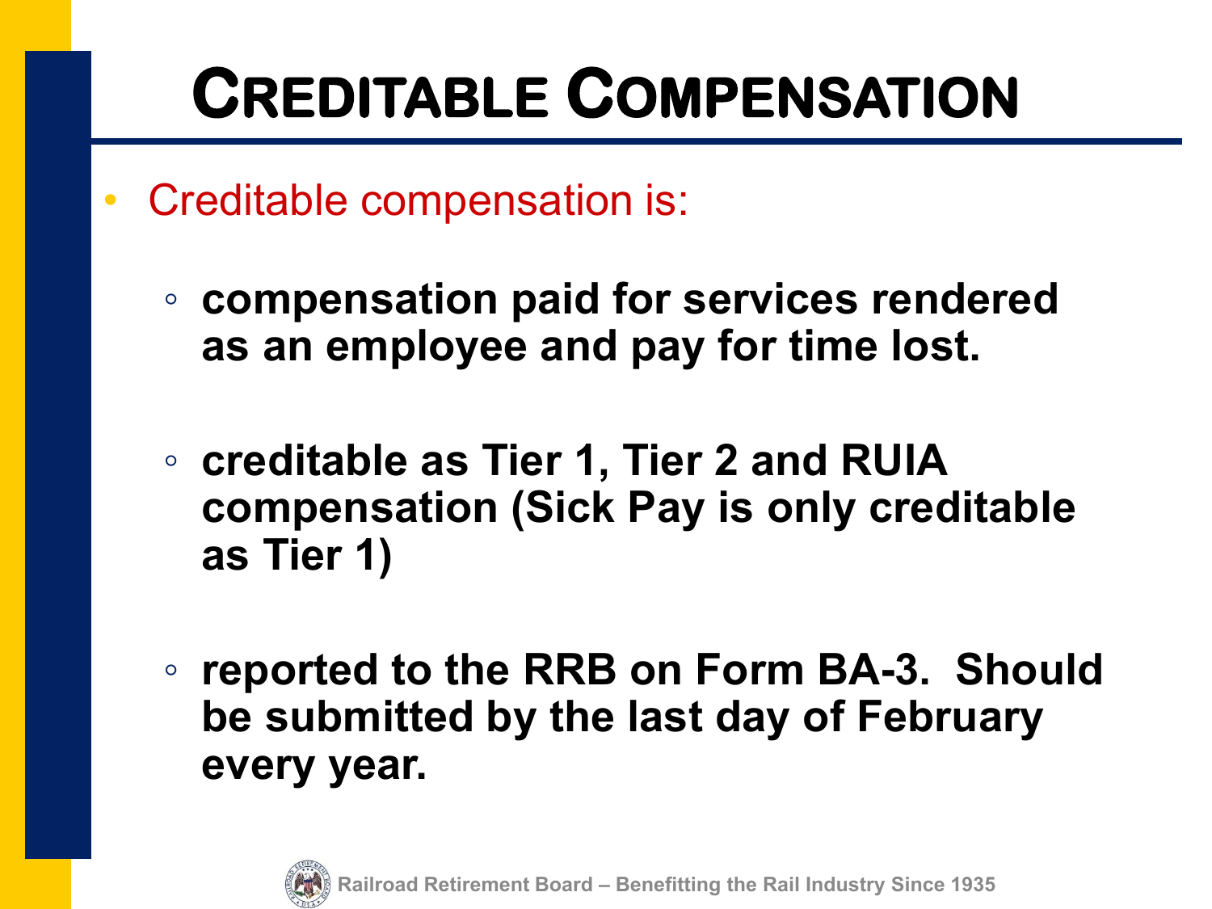# Creditable Compensation

- Creditable compensation is:
  - **compensation paid for services rendered as an employee and pay for time lost.**
  - **creditable as Tier 1, Tier 2 and RUIA compensation (Sick Pay is only creditable as Tier 1)**
  - **reported to the RRB on Form BA-3. Should be submitted by the last day of February every year.**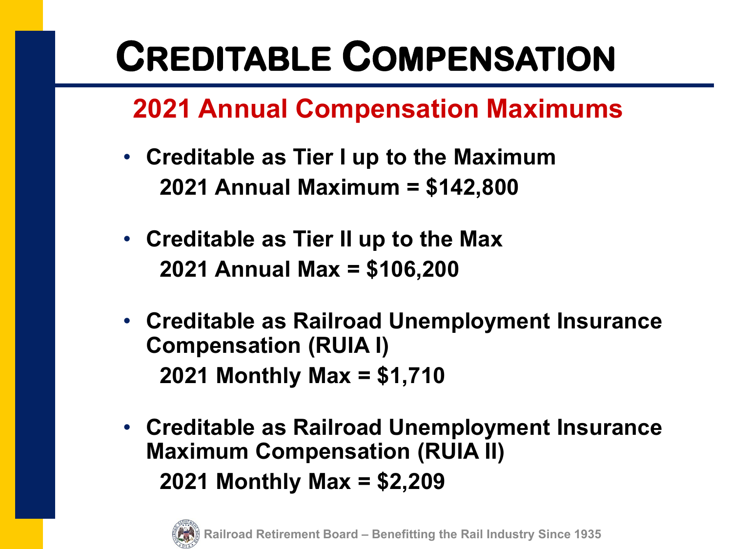# Creditable Compensation

## 2021 Annual Compensation Maximums

- **Creditable as Tier I up to the Maximum**
  **2021 Annual Maximum = $142,800**

- **Creditable as Tier II up to the Max**
  **2021 Annual Max = $106,200**

- **Creditable as Railroad Unemployment Insurance Compensation (RUIA I)**
  **2021 Monthly Max = $1,710**

- **Creditable as Railroad Unemployment Insurance Maximum Compensation (RUIA II)**
  **2021 Monthly Max = $2,209**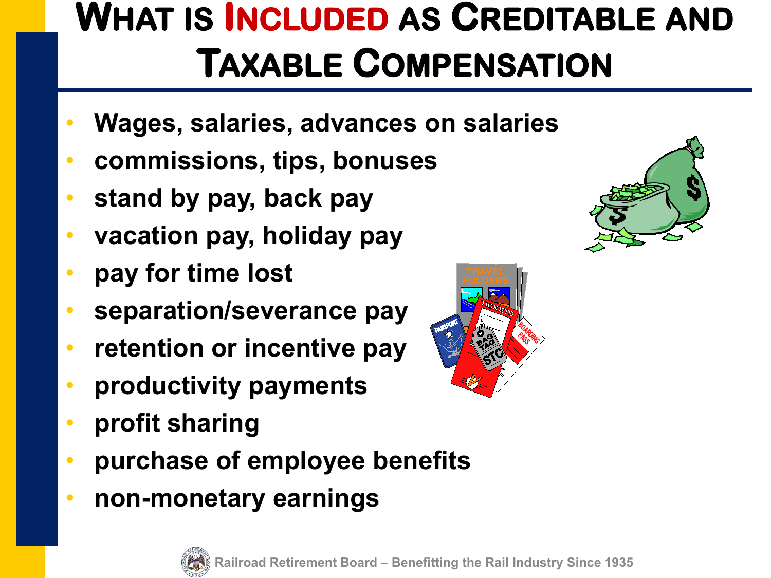# What is Included as Creditable and Taxable Compensation

- Wages, salaries, advances on salaries
- commissions, tips, bonuses
- stand by pay, back pay
- vacation pay, holiday pay
- pay for time lost
- separation/severance pay
- retention or incentive pay
- productivity payments
- profit sharing
- purchase of employee benefits
- non-monetary earnings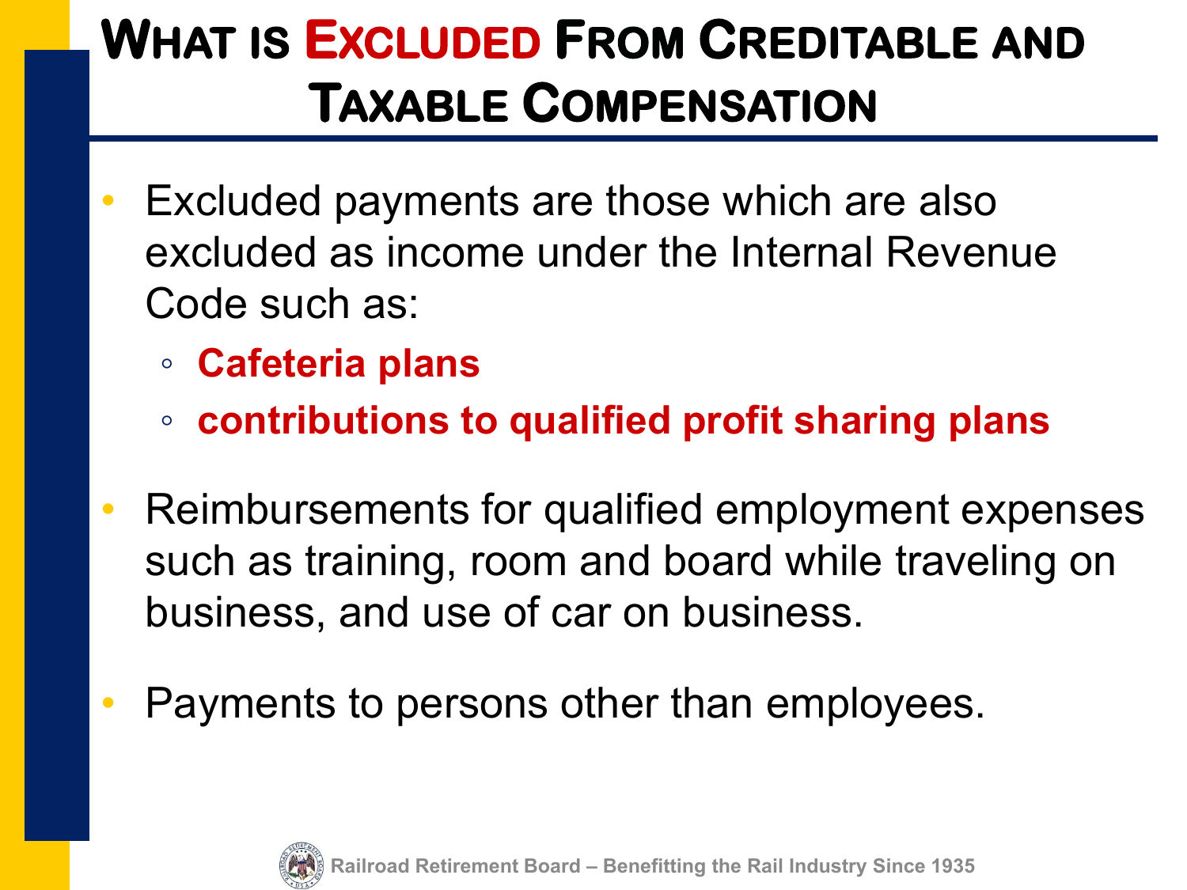# What is Excluded From Creditable and Taxable Compensation

- Excluded payments are those which are also excluded as income under the Internal Revenue Code such as:
  - **Cafeteria plans**
  - **contributions to qualified profit sharing plans**
- Reimbursements for qualified employment expenses such as training, room and board while traveling on business, and use of car on business.
- Payments to persons other than employees.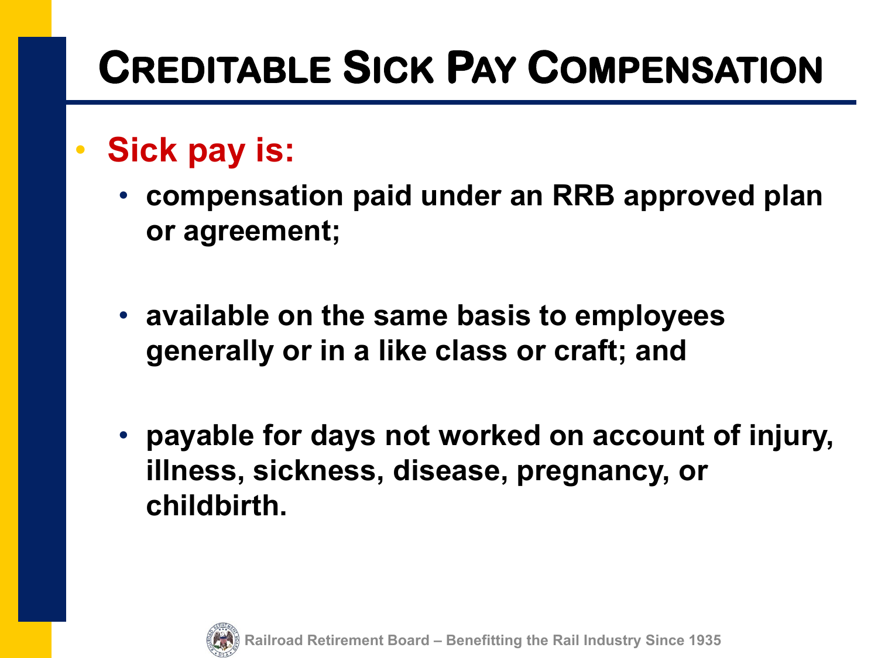# Creditable Sick Pay Compensation

- **Sick pay is:**
  - **compensation paid under an RRB approved plan or agreement;**
  - **available on the same basis to employees generally or in a like class or craft; and**
  - **payable for days not worked on account of injury, illness, sickness, disease, pregnancy, or childbirth.**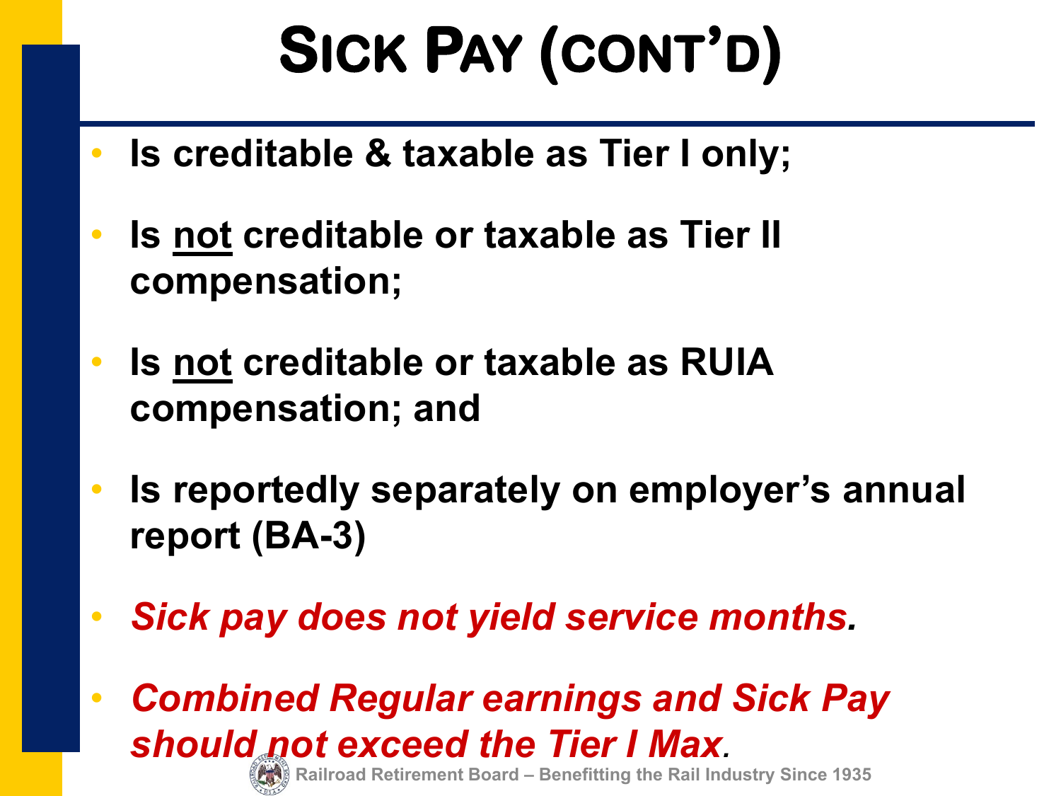# Sick Pay (cont'd)

- **Is creditable & taxable as Tier I only;**
- **Is <u>not</u> creditable or taxable as Tier II compensation;**
- **Is <u>not</u> creditable or taxable as RUIA compensation; and**
- **Is reportedly separately on employer's annual report (BA-3)**
- ***Sick pay does not yield service months.***
- ***Combined Regular earnings and Sick Pay should not exceed the Tier I Max.***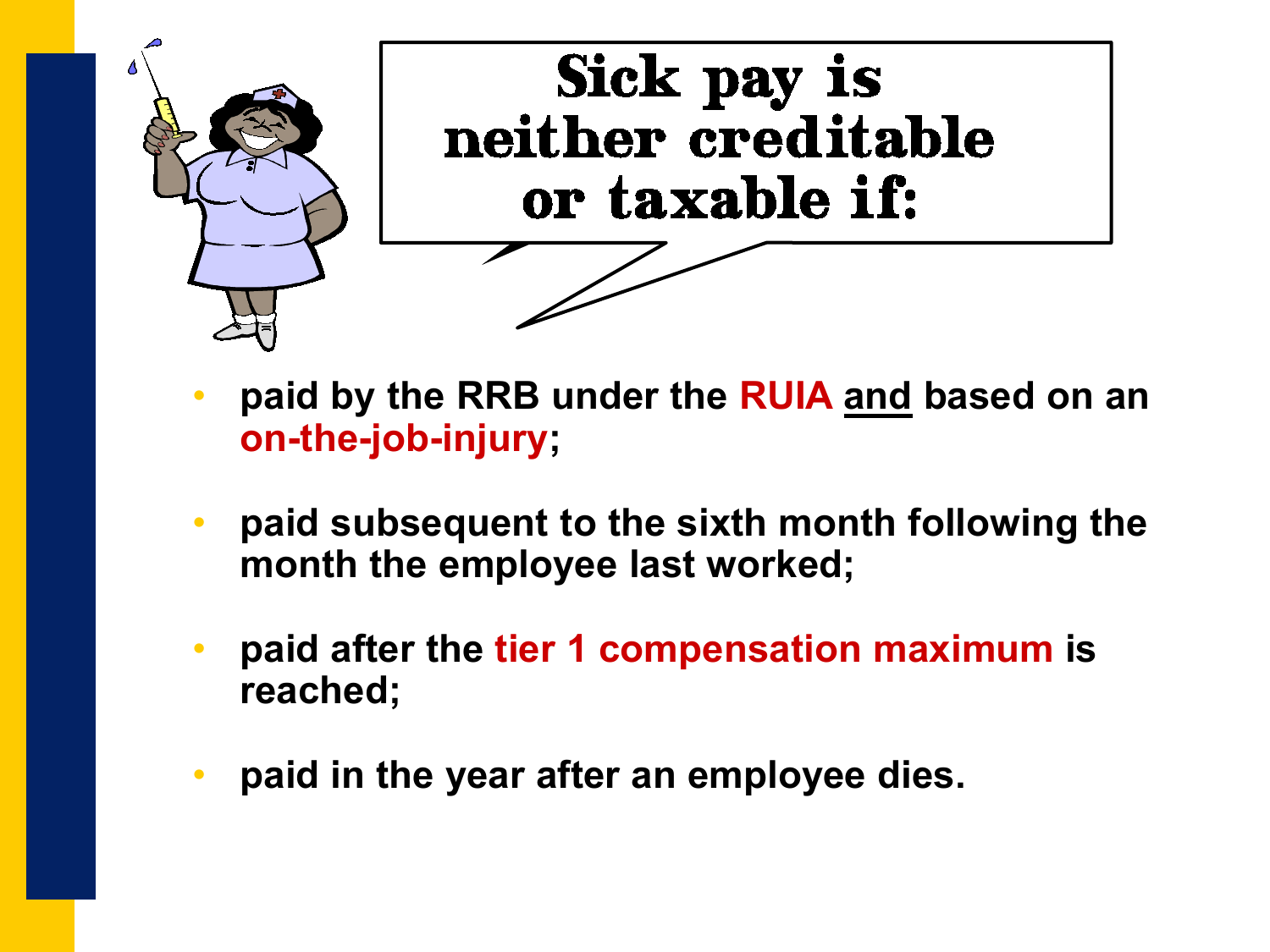## Sick pay is neither creditable or taxable if:

- **paid by the RRB under the RUIA and based on an on-the-job-injury;**
- **paid subsequent to the sixth month following the month the employee last worked;**
- **paid after the tier 1 compensation maximum is reached;**
- **paid in the year after an employee dies.**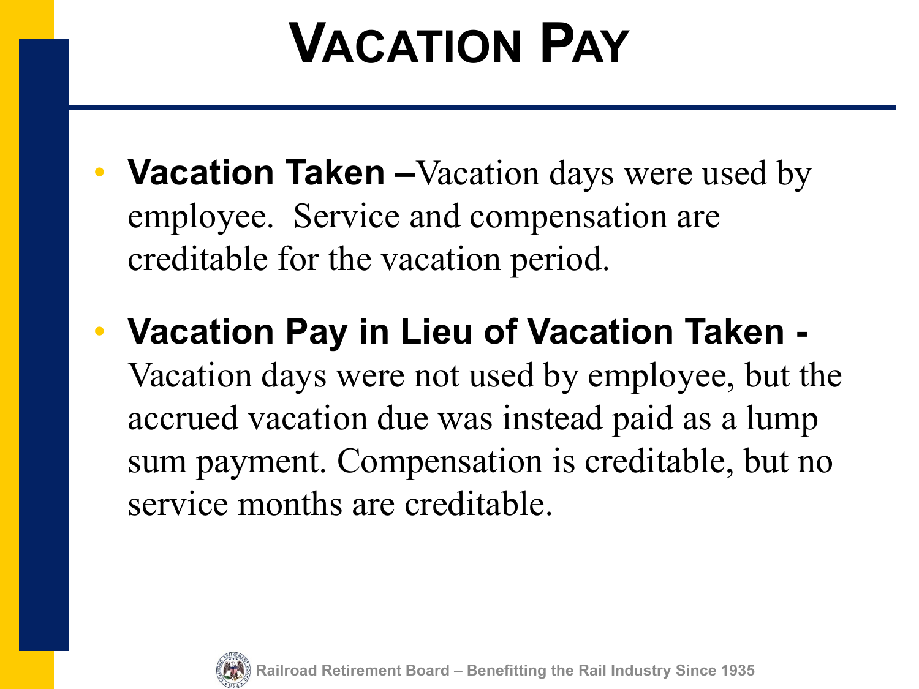# Vacation Pay

- **Vacation Taken –** Vacation days were used by employee. Service and compensation are creditable for the vacation period.
- **Vacation Pay in Lieu of Vacation Taken -** Vacation days were not used by employee, but the accrued vacation due was instead paid as a lump sum payment. Compensation is creditable, but no service months are creditable.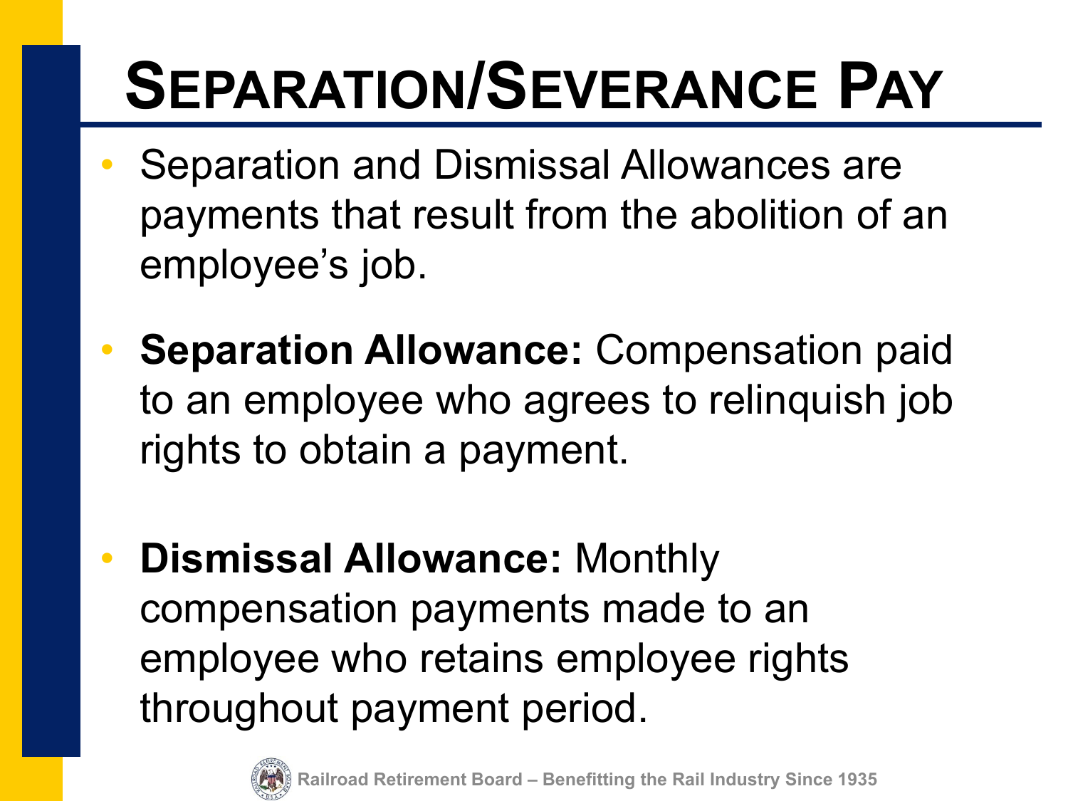# Separation/Severance Pay

- Separation and Dismissal Allowances are payments that result from the abolition of an employee's job.
- **Separation Allowance:** Compensation paid to an employee who agrees to relinquish job rights to obtain a payment.
- **Dismissal Allowance:** Monthly compensation payments made to an employee who retains employee rights throughout payment period.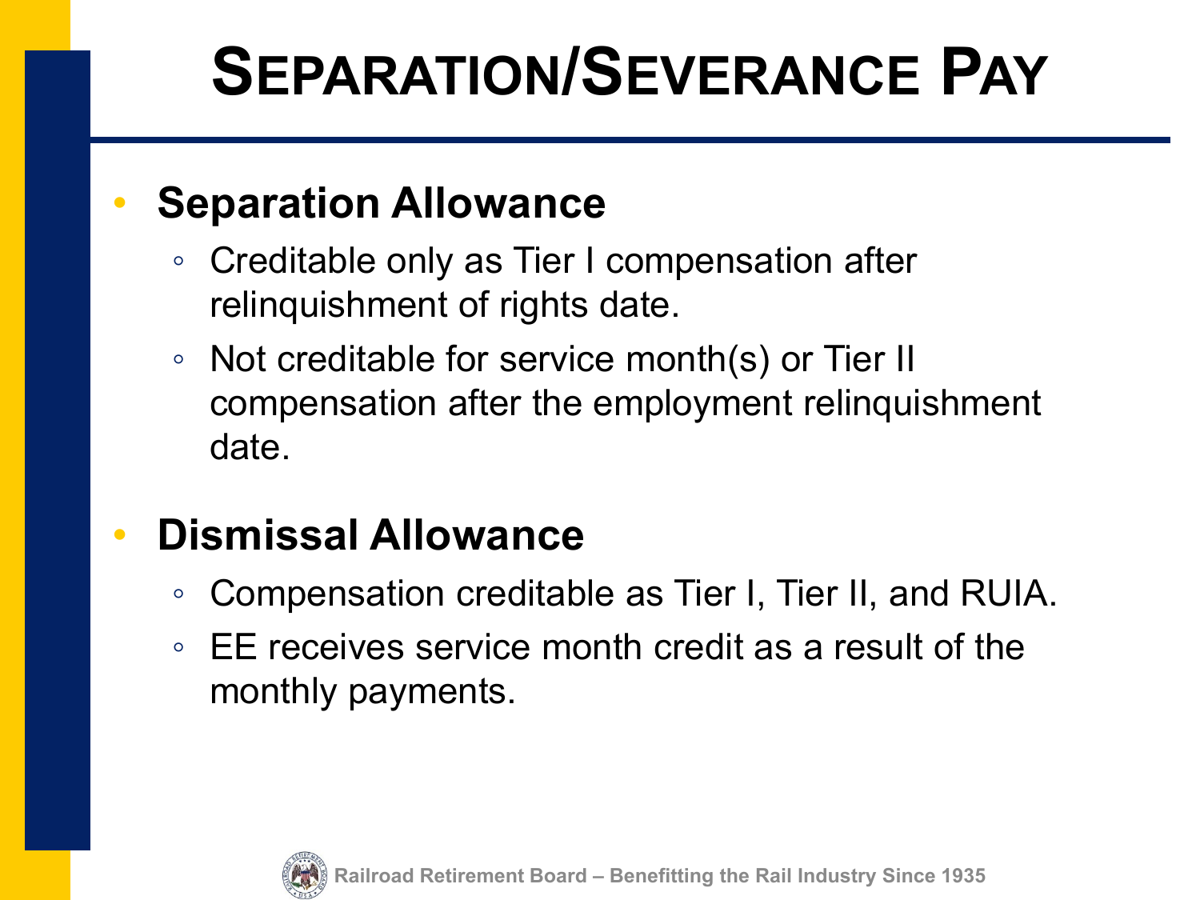# Separation/Severance Pay

- **Separation Allowance**
  - Creditable only as Tier I compensation after relinquishment of rights date.
  - Not creditable for service month(s) or Tier II compensation after the employment relinquishment date.
- **Dismissal Allowance**
  - Compensation creditable as Tier I, Tier II, and RUIA.
  - EE receives service month credit as a result of the monthly payments.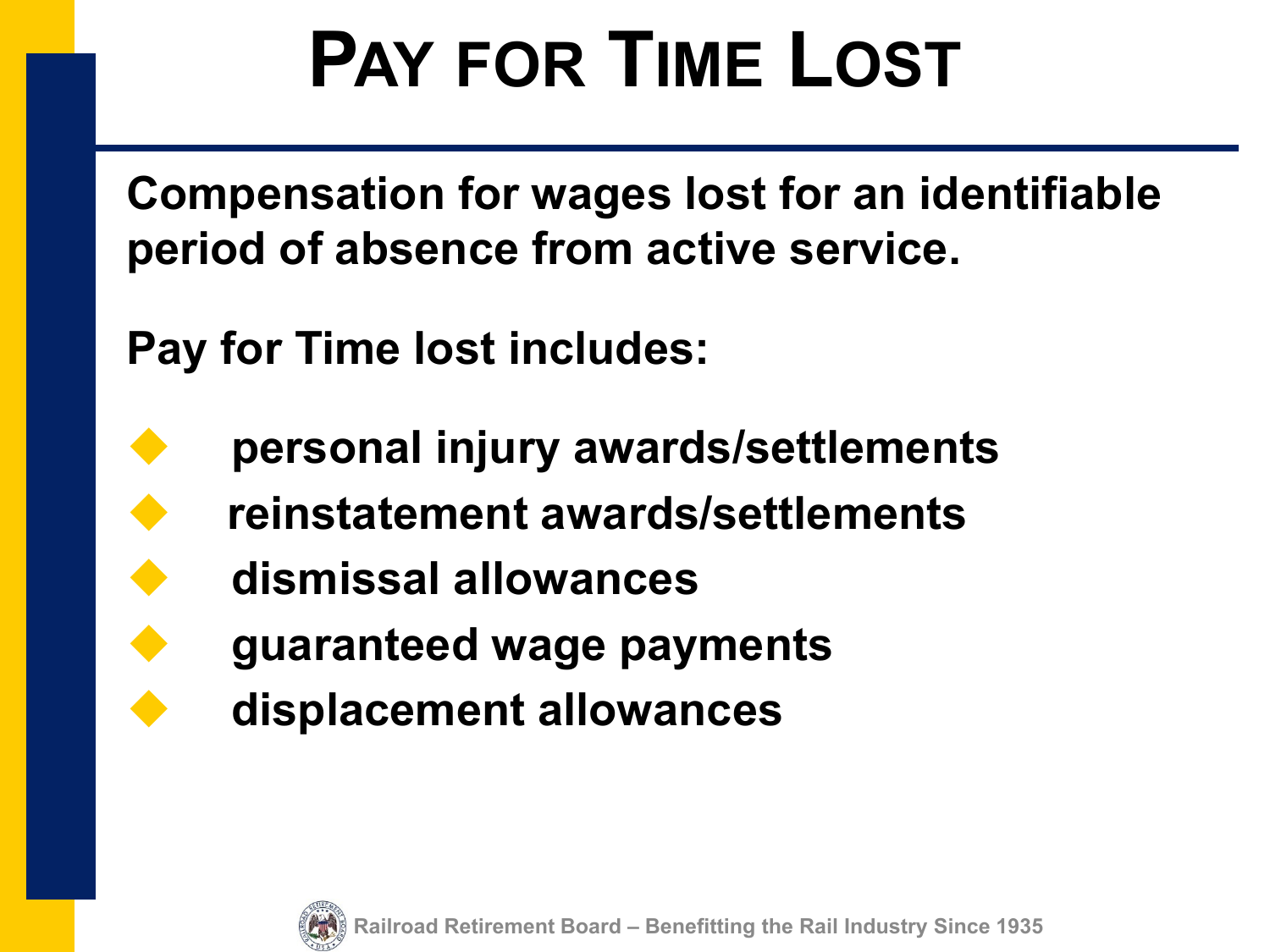# PAY FOR TIME LOST

**Compensation for wages lost for an identifiable period of absence from active service.**

**Pay for Time lost includes:**

- **personal injury awards/settlements**
- **reinstatement awards/settlements**
- **dismissal allowances**
- **guaranteed wage payments**
- **displacement allowances**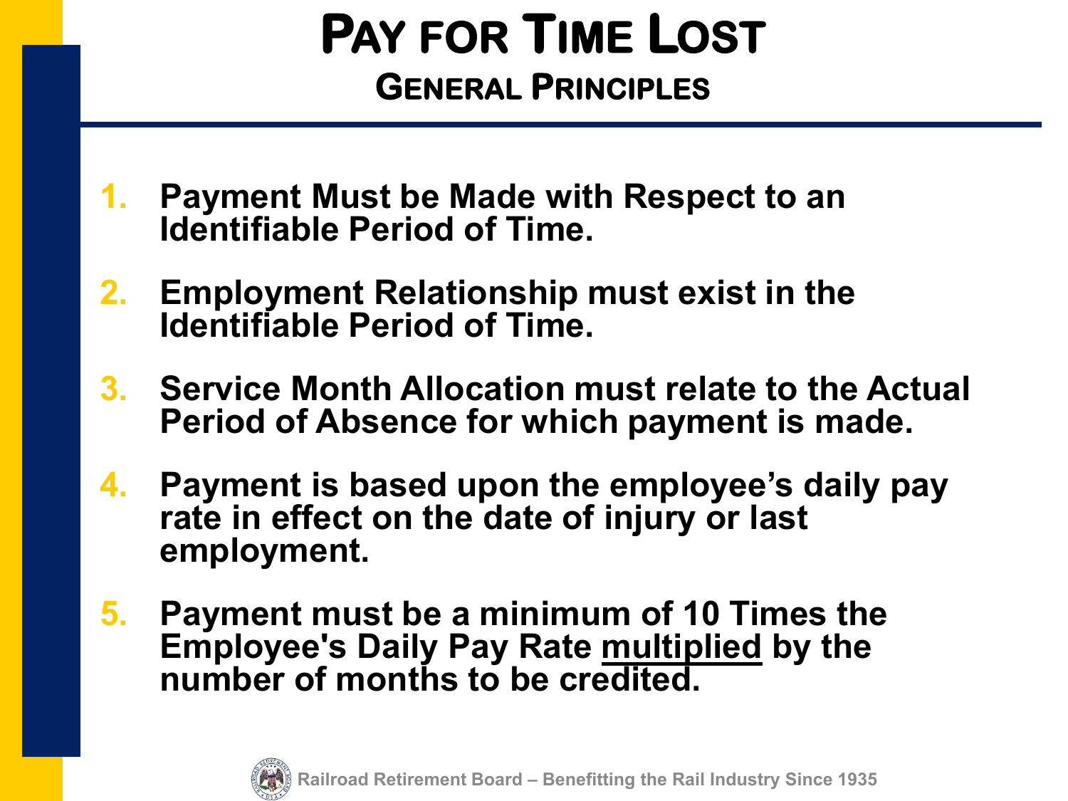# Pay for Time Lost

## General Principles

1. **Payment Must be Made with Respect to an Identifiable Period of Time.**
2. **Employment Relationship must exist in the Identifiable Period of Time.**
3. **Service Month Allocation must relate to the Actual Period of Absence for which payment is made.**
4. **Payment is based upon the employee's daily pay rate in effect on the date of injury or last employment.**
5. **Payment must be a minimum of 10 Times the Employee's Daily Pay Rate <u>multiplied</u> by the number of months to be credited.**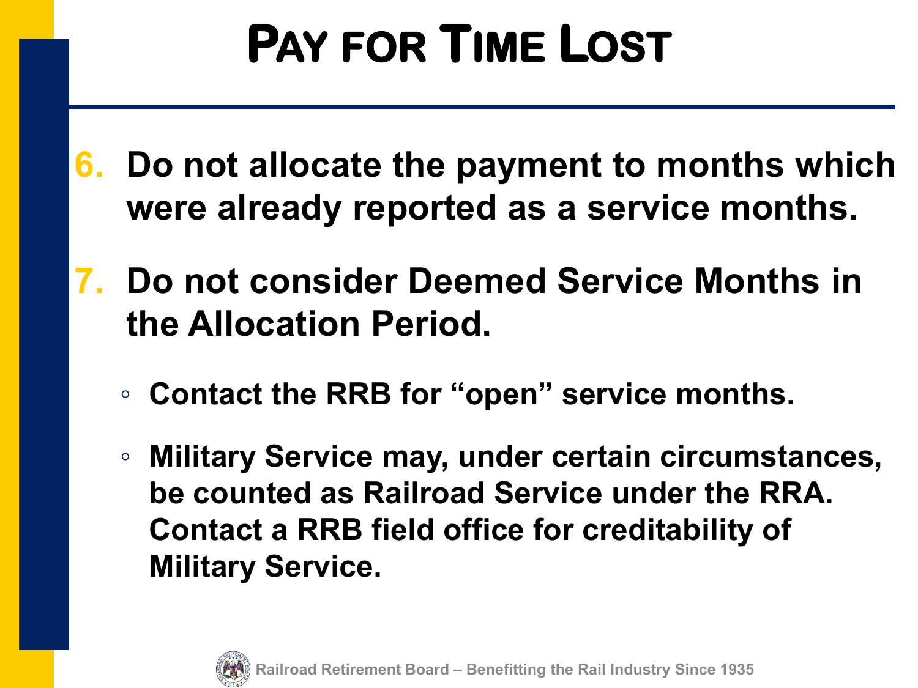# Pay for Time Lost

6. **Do not allocate the payment to months which were already reported as a service months.**
7. **Do not consider Deemed Service Months in the Allocation Period.**
   - **Contact the RRB for "open" service months.**
   - **Military Service may, under certain circumstances, be counted as Railroad Service under the RRA. Contact a RRB field office for creditability of Military Service.**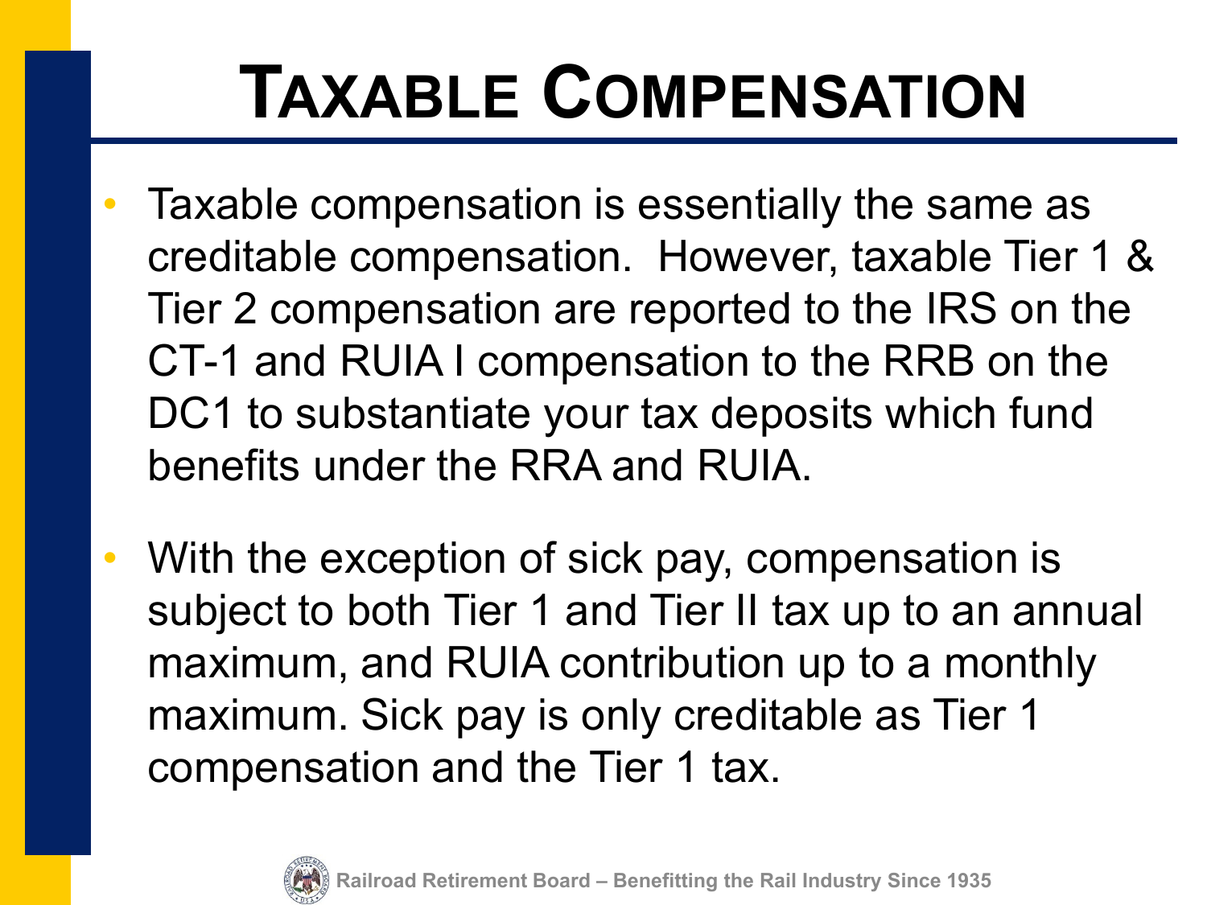# Taxable Compensation

- Taxable compensation is essentially the same as creditable compensation. However, taxable Tier 1 & Tier 2 compensation are reported to the IRS on the CT-1 and RUIA I compensation to the RRB on the DC1 to substantiate your tax deposits which fund benefits under the RRA and RUIA.
- With the exception of sick pay, compensation is subject to both Tier 1 and Tier II tax up to an annual maximum, and RUIA contribution up to a monthly maximum. Sick pay is only creditable as Tier 1 compensation and the Tier 1 tax.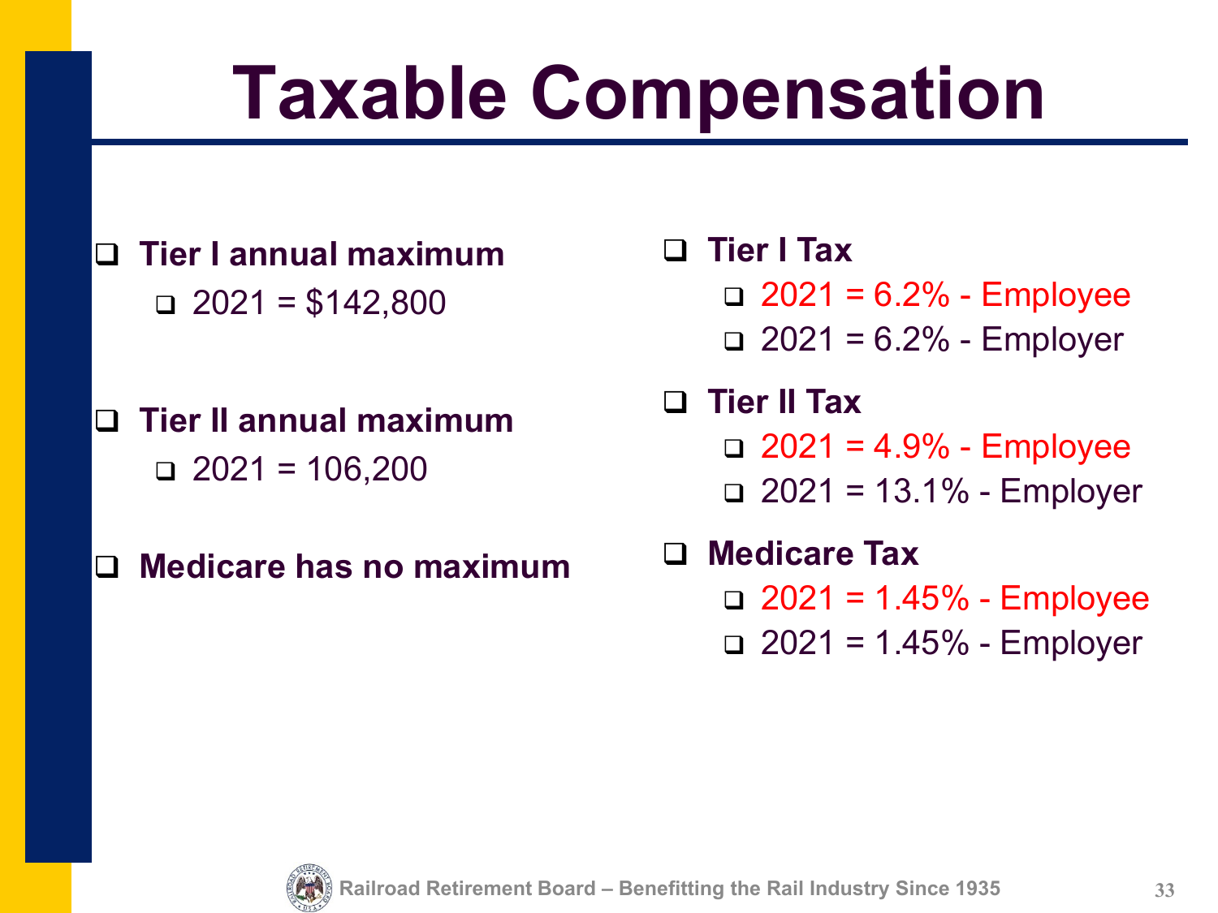# Taxable Compensation

- **Tier I annual maximum**
  - 2021 = $142,800
- **Tier II annual maximum**
  - 2021 = 106,200
- **Medicare has no maximum**

- **Tier I Tax**
  - 2021 = 6.2% - Employee
  - 2021 = 6.2% - Employer
- **Tier II Tax**
  - 2021 = 4.9% - Employee
  - 2021 = 13.1% - Employer
- **Medicare Tax**
  - 2021 = 1.45% - Employee
  - 2021 = 1.45% - Employer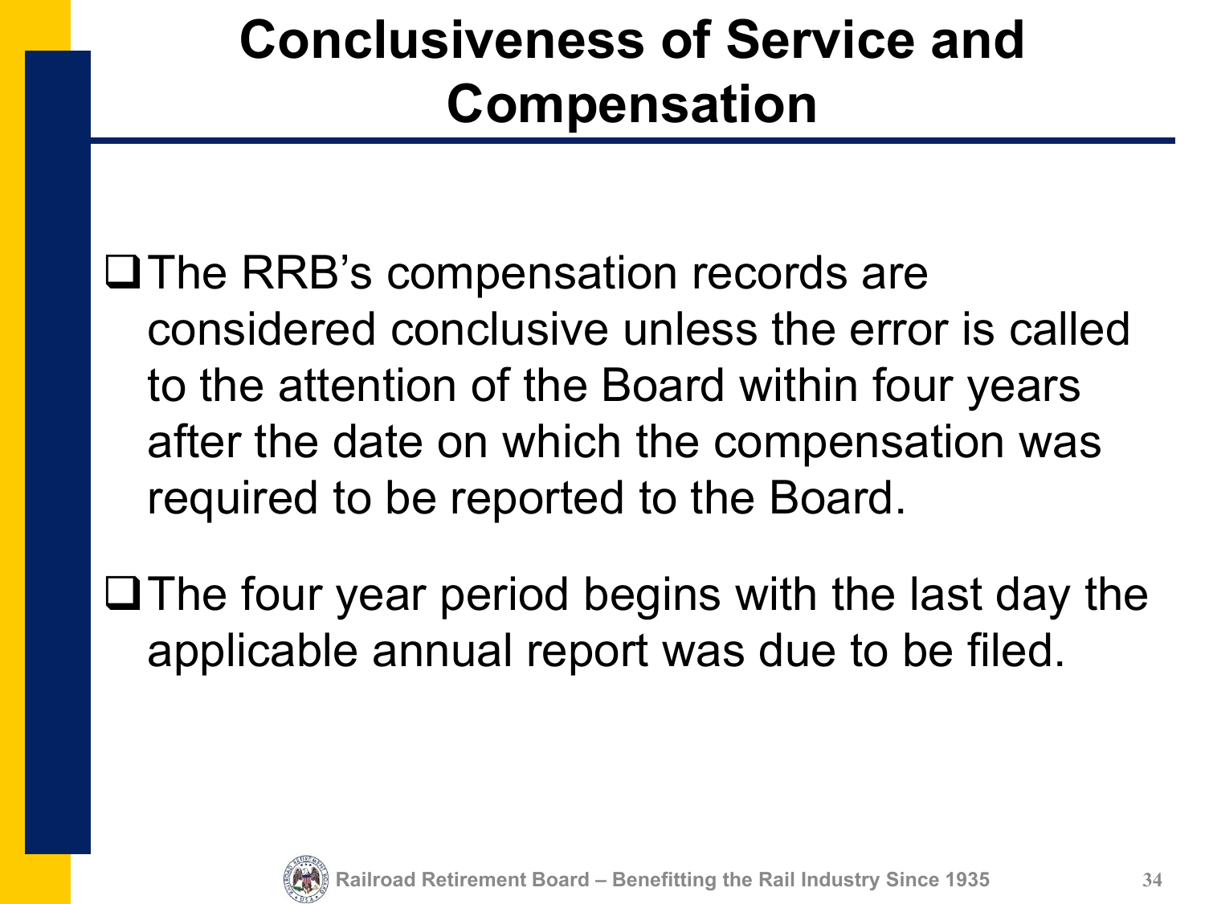# Conclusiveness of Service and Compensation

- The RRB's compensation records are considered conclusive unless the error is called to the attention of the Board within four years after the date on which the compensation was required to be reported to the Board.

- The four year period begins with the last day the applicable annual report was due to be filed.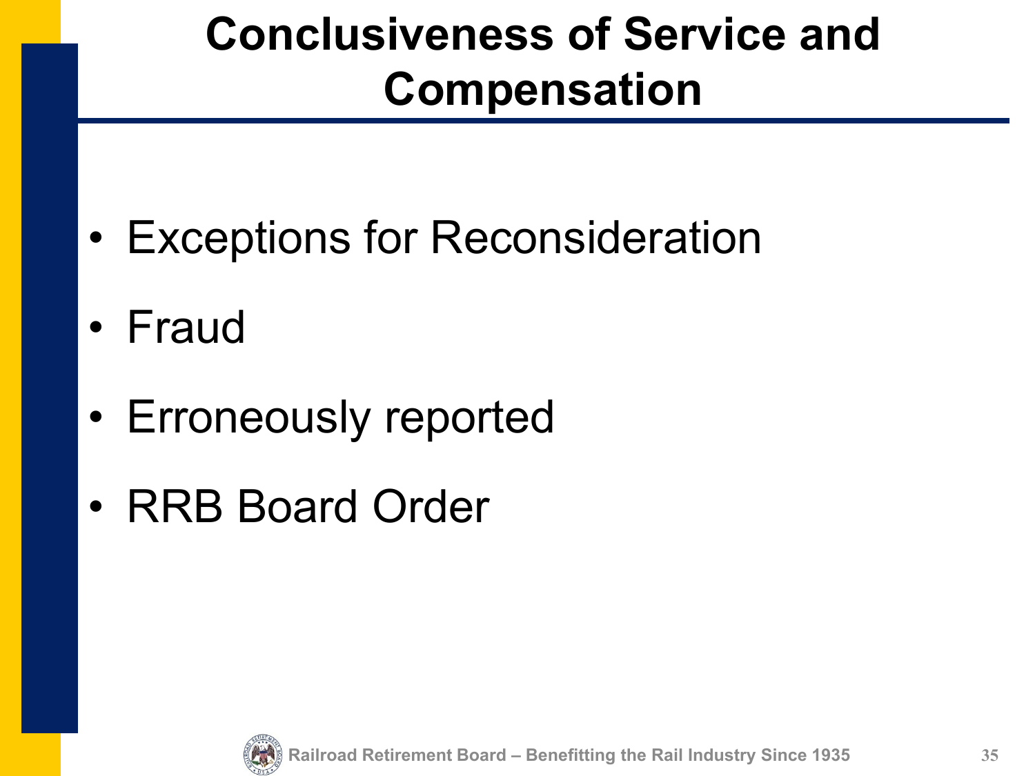# Conclusiveness of Service and Compensation

- Exceptions for Reconsideration
- Fraud
- Erroneously reported
- RRB Board Order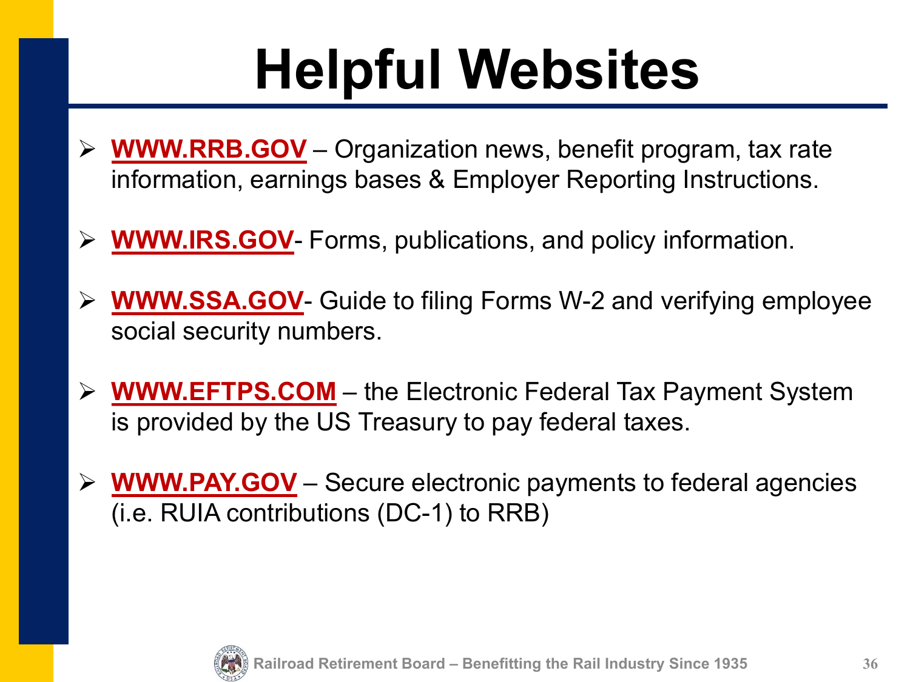# Helpful Websites

- **WWW.RRB.GOV** – Organization news, benefit program, tax rate information, earnings bases & Employer Reporting Instructions.
- **WWW.IRS.GOV**- Forms, publications, and policy information.
- **WWW.SSA.GOV**- Guide to filing Forms W-2 and verifying employee social security numbers.
- **WWW.EFTPS.COM** – the Electronic Federal Tax Payment System is provided by the US Treasury to pay federal taxes.
- **WWW.PAY.GOV** – Secure electronic payments to federal agencies (i.e. RUIA contributions (DC-1) to RRB)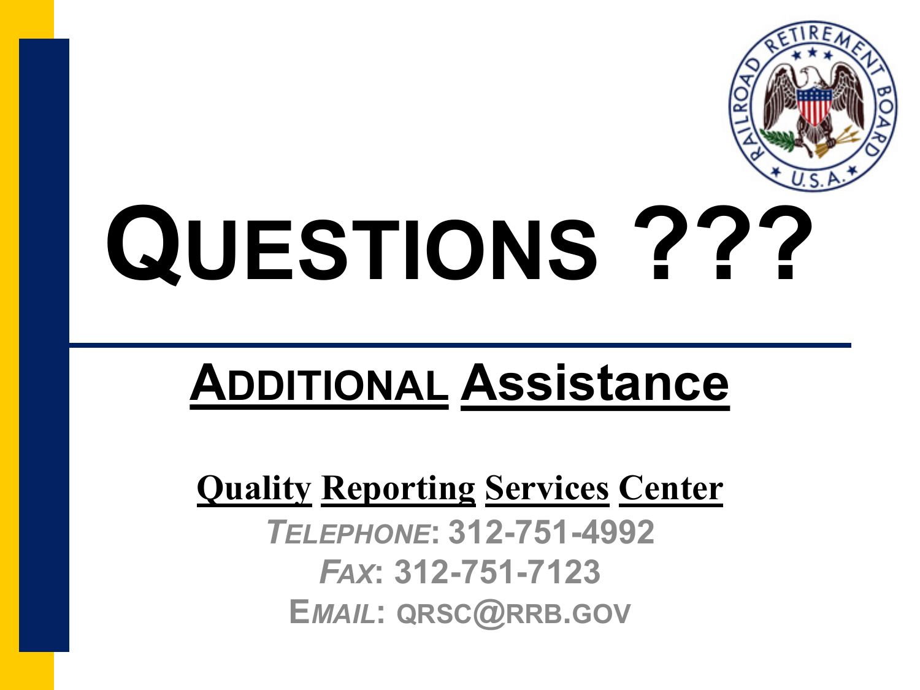# QUESTIONS ???

## ADDITIONAL Assistance

**Quality Reporting Services Center**

**_TELEPHONE_: 312-751-4992**
**_FAX_: 312-751-7123**
**E_MAIL_: QRSC@RRB.GOV**